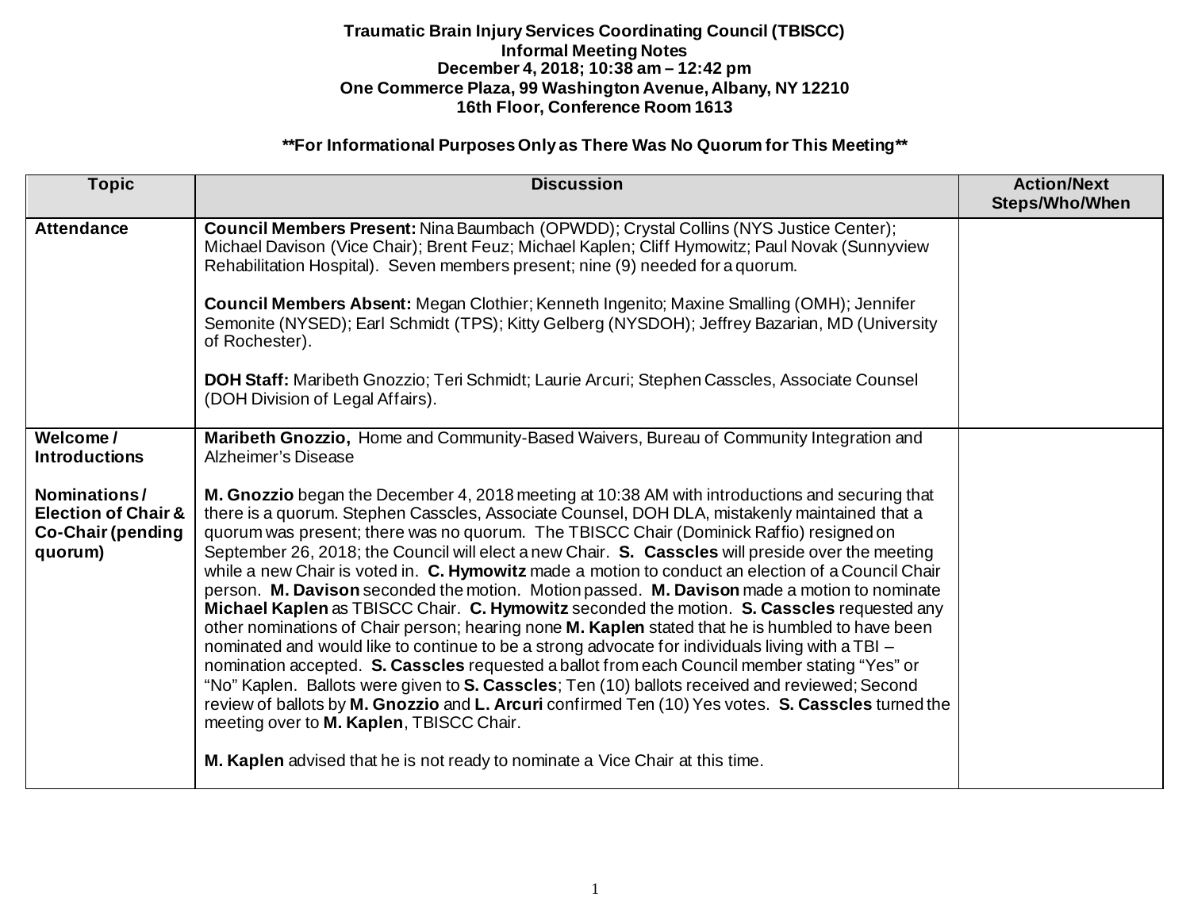**Traumatic Brain Injury Services Coordinating Council (TBISCC)**
**Informal Meeting Notes**
**December 4, 2018; 10:38 am – 12:42 pm**
**One Commerce Plaza, 99 Washington Avenue, Albany, NY 12210**
**16th Floor, Conference Room 1613**

**\*\*For Informational Purposes Only as There Was No Quorum for This Meeting\*\***

| Topic | Discussion | Action/Next Steps/Who/When |
|---|---|---|
| **Attendance** | **Council Members Present:** Nina Baumbach (OPWDD); Crystal Collins (NYS Justice Center); Michael Davison (Vice Chair); Brent Feuz; Michael Kaplen; Cliff Hymowitz; Paul Novak (Sunnyview Rehabilitation Hospital). Seven members present; nine (9) needed for a quorum.<br><br>**Council Members Absent:** Megan Clothier; Kenneth Ingenito; Maxine Smalling (OMH); Jennifer Semonite (NYSED); Earl Schmidt (TPS); Kitty Gelberg (NYSDOH); Jeffrey Bazarian, MD (University of Rochester).<br><br>**DOH Staff:** Maribeth Gnozzio; Teri Schmidt; Laurie Arcuri; Stephen Casscles, Associate Counsel (DOH Division of Legal Affairs). | |
| **Welcome / Introductions**<br><br>**Nominations / Election of Chair & Co-Chair (pending quorum)** | **Maribeth Gnozzio,** Home and Community-Based Waivers, Bureau of Community Integration and Alzheimer's Disease<br><br>**M. Gnozzio** began the December 4, 2018 meeting at 10:38 AM with introductions and securing that there is a quorum. Stephen Casscles, Associate Counsel, DOH DLA, mistakenly maintained that a quorum was present; there was no quorum. The TBISCC Chair (Dominick Raffio) resigned on September 26, 2018; the Council will elect a new Chair. **S. Casscles** will preside over the meeting while a new Chair is voted in. **C. Hymowitz** made a motion to conduct an election of a Council Chair person. **M. Davison** seconded the motion. Motion passed. **M. Davison** made a motion to nominate **Michael Kaplen** as TBISCC Chair. **C. Hymowitz** seconded the motion. **S. Casscles** requested any other nominations of Chair person; hearing none **M. Kaplen** stated that he is humbled to have been nominated and would like to continue to be a strong advocate for individuals living with a TBI – nomination accepted. **S. Casscles** requested a ballot from each Council member stating "Yes" or "No" Kaplen. Ballots were given to **S. Casscles**; Ten (10) ballots received and reviewed; Second review of ballots by **M. Gnozzio** and **L. Arcuri** confirmed Ten (10) Yes votes. **S. Casscles** turned the meeting over to **M. Kaplen**, TBISCC Chair.<br><br>**M. Kaplen** advised that he is not ready to nominate a Vice Chair at this time. | |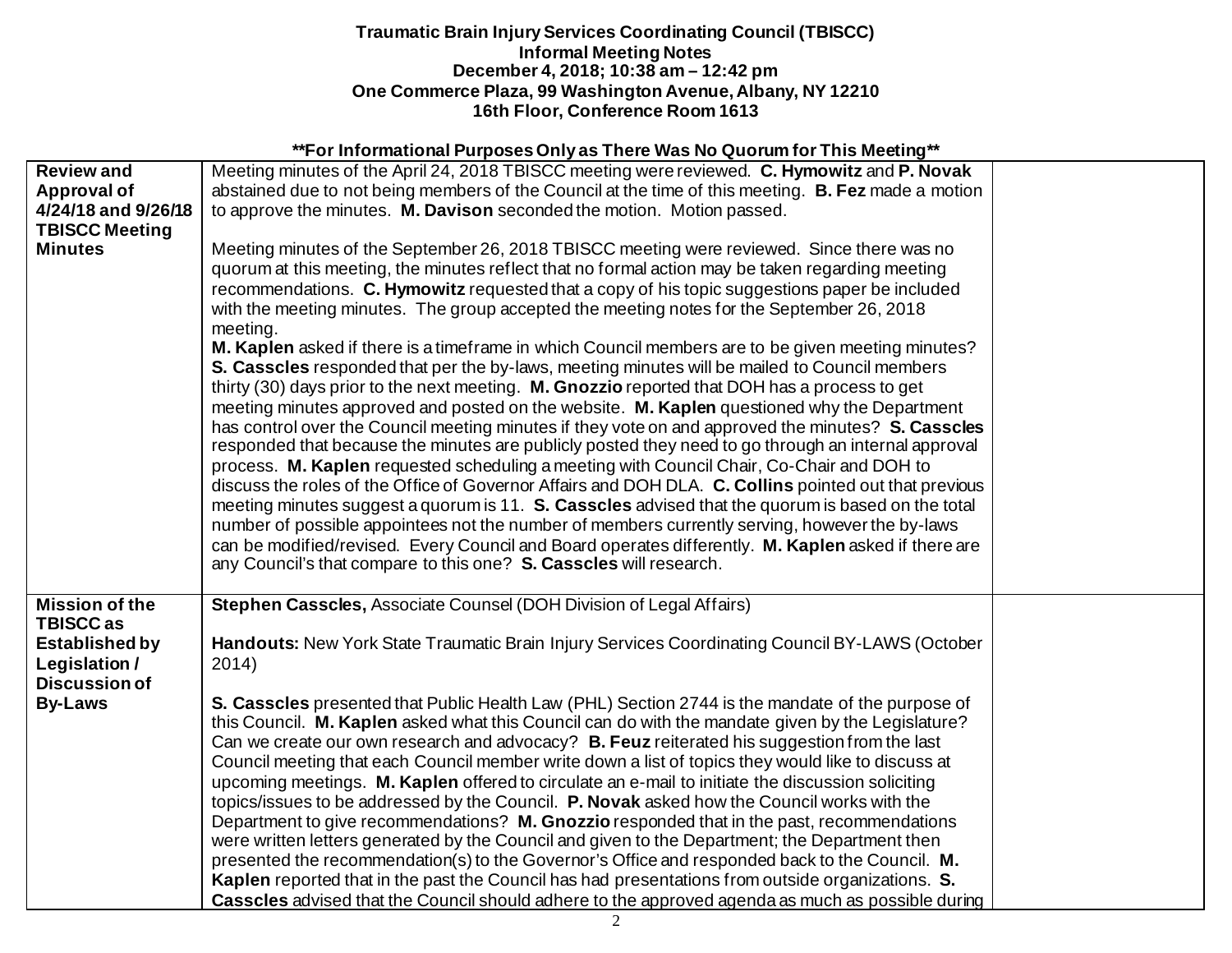**Traumatic Brain Injury Services Coordinating Council (TBISCC)**
**Informal Meeting Notes**
**December 4, 2018; 10:38 am – 12:42 pm**
**One Commerce Plaza, 99 Washington Avenue, Albany, NY 12210**
**16th Floor, Conference Room 1613**

**\*\*For Informational Purposes Only as There Was No Quorum for This Meeting\*\***

| | | |
|---|---|---|
| **Review and Approval of 4/24/18 and 9/26/18 TBISCC Meeting Minutes** | Meeting minutes of the April 24, 2018 TBISCC meeting were reviewed. **C. Hymowitz** and **P. Novak** abstained due to not being members of the Council at the time of this meeting. **B. Fez** made a motion to approve the minutes. **M. Davison** seconded the motion. Motion passed.<br><br>Meeting minutes of the September 26, 2018 TBISCC meeting were reviewed. Since there was no quorum at this meeting, the minutes reflect that no formal action may be taken regarding meeting recommendations. **C. Hymowitz** requested that a copy of his topic suggestions paper be included with the meeting minutes. The group accepted the meeting notes for the September 26, 2018 meeting.<br>**M. Kaplen** asked if there is a timeframe in which Council members are to be given meeting minutes? **S. Casscles** responded that per the by-laws, meeting minutes will be mailed to Council members thirty (30) days prior to the next meeting. **M. Gnozzio** reported that DOH has a process to get meeting minutes approved and posted on the website. **M. Kaplen** questioned why the Department has control over the Council meeting minutes if they vote on and approved the minutes? **S. Casscles** responded that because the minutes are publicly posted they need to go through an internal approval process. **M. Kaplen** requested scheduling a meeting with Council Chair, Co-Chair and DOH to discuss the roles of the Office of Governor Affairs and DOH DLA. **C. Collins** pointed out that previous meeting minutes suggest a quorum is 11. **S. Casscles** advised that the quorum is based on the total number of possible appointees not the number of members currently serving, however the by-laws can be modified/revised. Every Council and Board operates differently. **M. Kaplen** asked if there are any Council's that compare to this one? **S. Casscles** will research. | |
| **Mission of the TBISCC as Established by Legislation / Discussion of By-Laws** | **Stephen Casscles,** Associate Counsel (DOH Division of Legal Affairs)<br><br>**Handouts:** New York State Traumatic Brain Injury Services Coordinating Council BY-LAWS (October 2014)<br><br>**S. Casscles** presented that Public Health Law (PHL) Section 2744 is the mandate of the purpose of this Council. **M. Kaplen** asked what this Council can do with the mandate given by the Legislature? Can we create our own research and advocacy? **B. Feuz** reiterated his suggestion from the last Council meeting that each Council member write down a list of topics they would like to discuss at upcoming meetings. **M. Kaplen** offered to circulate an e-mail to initiate the discussion soliciting topics/issues to be addressed by the Council. **P. Novak** asked how the Council works with the Department to give recommendations? **M. Gnozzio** responded that in the past, recommendations were written letters generated by the Council and given to the Department; the Department then presented the recommendation(s) to the Governor's Office and responded back to the Council. **M. Kaplen** reported that in the past the Council has had presentations from outside organizations. **S. Casscles** advised that the Council should adhere to the approved agenda as much as possible during | |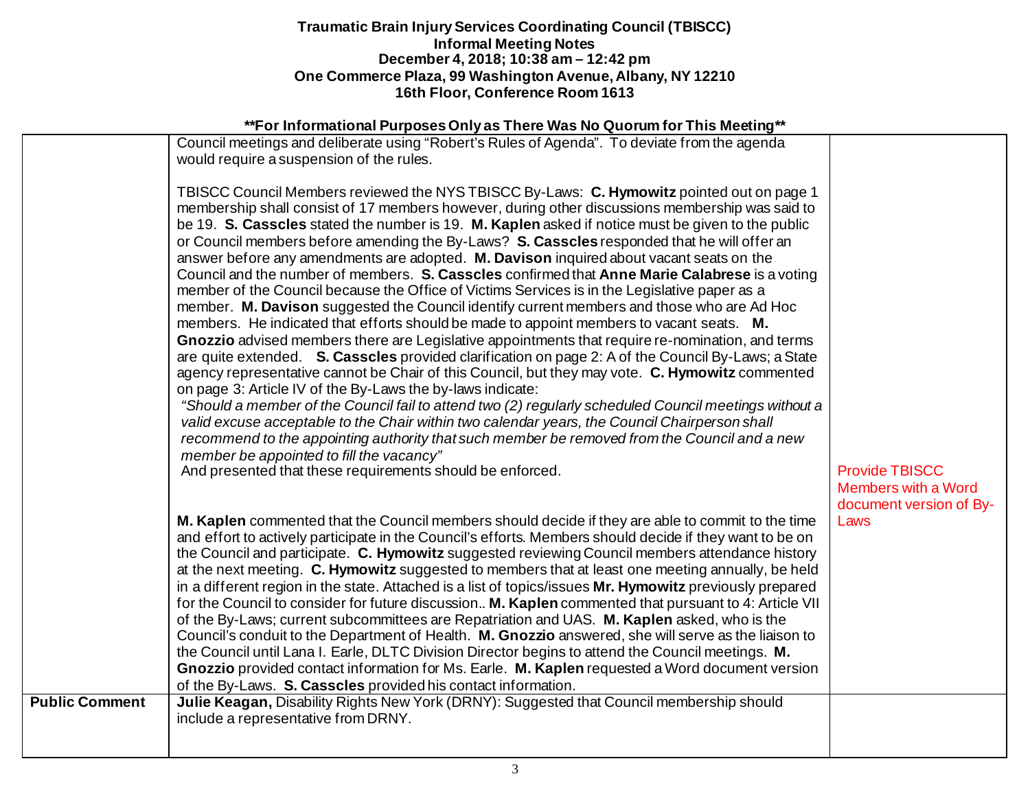**Traumatic Brain Injury Services Coordinating Council (TBISCC)**
**Informal Meeting Notes**
**December 4, 2018; 10:38 am – 12:42 pm**
**One Commerce Plaza, 99 Washington Avenue, Albany, NY 12210**
**16th Floor, Conference Room 1613**

**\*\*For Informational Purposes Only as There Was No Quorum for This Meeting\*\***

| | | |
|---|---|---|
| | Council meetings and deliberate using "Robert's Rules of Agenda". To deviate from the agenda would require a suspension of the rules.<br><br>TBISCC Council Members reviewed the NYS TBISCC By-Laws: **C. Hymowitz** pointed out on page 1 membership shall consist of 17 members however, during other discussions membership was said to be 19. **S. Casscles** stated the number is 19. **M. Kaplen** asked if notice must be given to the public or Council members before amending the By-Laws? **S. Casscles** responded that he will offer an answer before any amendments are adopted. **M. Davison** inquired about vacant seats on the Council and the number of members. **S. Casscles** confirmed that **Anne Marie Calabrese** is a voting member of the Council because the Office of Victims Services is in the Legislative paper as a member. **M. Davison** suggested the Council identify current members and those who are Ad Hoc members. He indicated that efforts should be made to appoint members to vacant seats. **M. Gnozzio** advised members there are Legislative appointments that require re-nomination, and terms are quite extended. **S. Casscles** provided clarification on page 2: A of the Council By-Laws; a State agency representative cannot be Chair of this Council, but they may vote. **C. Hymowitz** commented on page 3: Article IV of the By-Laws the by-laws indicate:<br>*"Should a member of the Council fail to attend two (2) regularly scheduled Council meetings without a valid excuse acceptable to the Chair within two calendar years, the Council Chairperson shall recommend to the appointing authority that such member be removed from the Council and a new member be appointed to fill the vacancy"*<br>And presented that these requirements should be enforced.<br><br>**M. Kaplen** commented that the Council members should decide if they are able to commit to the time and effort to actively participate in the Council's efforts. Members should decide if they want to be on the Council and participate. **C. Hymowitz** suggested reviewing Council members attendance history at the next meeting. **C. Hymowitz** suggested to members that at least one meeting annually, be held in a different region in the state. Attached is a list of topics/issues **Mr. Hymowitz** previously prepared for the Council to consider for future discussion.. **M. Kaplen** commented that pursuant to 4: Article VII of the By-Laws; current subcommittees are Repatriation and UAS. **M. Kaplen** asked, who is the Council's conduit to the Department of Health. **M. Gnozzio** answered, she will serve as the liaison to the Council until Lana I. Earle, DLTC Division Director begins to attend the Council meetings. **M. Gnozzio** provided contact information for Ms. Earle. **M. Kaplen** requested a Word document version of the By-Laws. **S. Casscles** provided his contact information. | Provide TBISCC Members with a Word document version of By-Laws |
| **Public Comment** | **Julie Keagan,** Disability Rights New York (DRNY): Suggested that Council membership should include a representative from DRNY. | |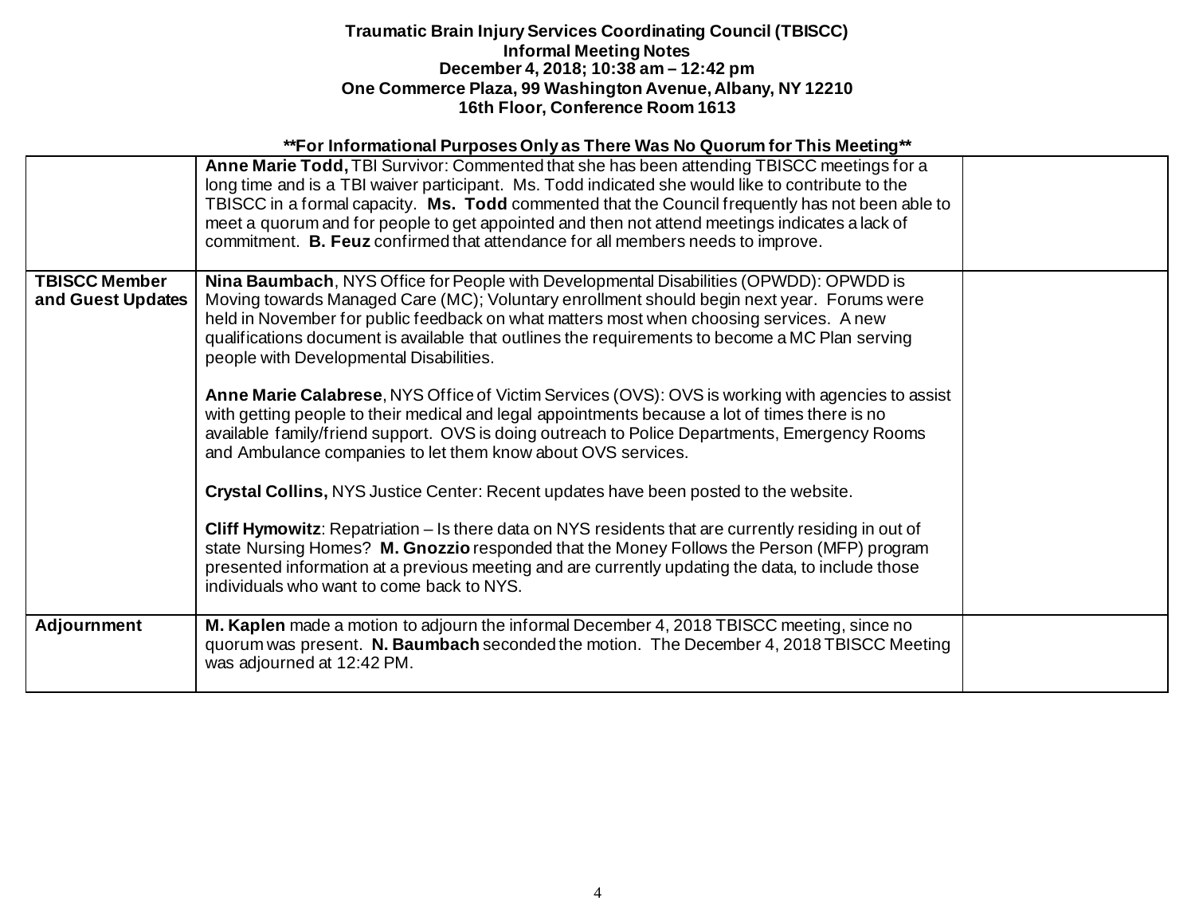**Traumatic Brain Injury Services Coordinating Council (TBISCC)**
**Informal Meeting Notes**
**December 4, 2018; 10:38 am – 12:42 pm**
**One Commerce Plaza, 99 Washington Avenue, Albany, NY 12210**
**16th Floor, Conference Room 1613**

****For Informational Purposes Only as There Was No Quorum for This Meeting****

| | | |
|---|---|---|
| | **Anne Marie Todd,** TBI Survivor: Commented that she has been attending TBISCC meetings for a long time and is a TBI waiver participant. Ms. Todd indicated she would like to contribute to the TBISCC in a formal capacity. **Ms. Todd** commented that the Council frequently has not been able to meet a quorum and for people to get appointed and then not attend meetings indicates a lack of commitment. **B. Feuz** confirmed that attendance for all members needs to improve. | |
| **TBISCC Member and Guest Updates** | **Nina Baumbach**, NYS Office for People with Developmental Disabilities (OPWDD): OPWDD is Moving towards Managed Care (MC); Voluntary enrollment should begin next year. Forums were held in November for public feedback on what matters most when choosing services. A new qualifications document is available that outlines the requirements to become a MC Plan serving people with Developmental Disabilities.<br><br>**Anne Marie Calabrese**, NYS Office of Victim Services (OVS): OVS is working with agencies to assist with getting people to their medical and legal appointments because a lot of times there is no available family/friend support. OVS is doing outreach to Police Departments, Emergency Rooms and Ambulance companies to let them know about OVS services.<br><br>**Crystal Collins,** NYS Justice Center: Recent updates have been posted to the website.<br><br>**Cliff Hymowitz**: Repatriation – Is there data on NYS residents that are currently residing in out of state Nursing Homes? **M. Gnozzio** responded that the Money Follows the Person (MFP) program presented information at a previous meeting and are currently updating the data, to include those individuals who want to come back to NYS. | |
| **Adjournment** | **M. Kaplen** made a motion to adjourn the informal December 4, 2018 TBISCC meeting, since no quorum was present. **N. Baumbach** seconded the motion. The December 4, 2018 TBISCC Meeting was adjourned at 12:42 PM. | |